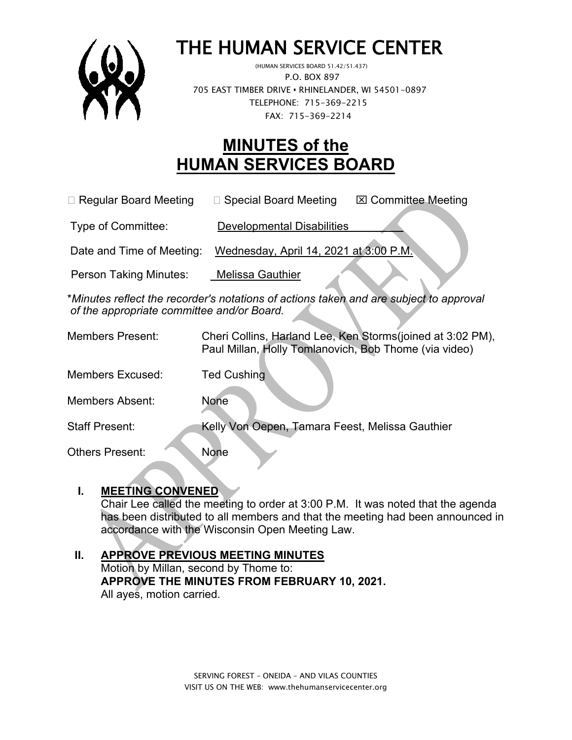# THE HUMAN SERVICE CENTER

(HUMAN SERVICES BOARD 51.42/51.437)
P.O. BOX 897
705 EAST TIMBER DRIVE • RHINELANDER, WI 54501-0897
TELEPHONE: 715-369-2215
FAX: 715-369-2214

# MINUTES of the HUMAN SERVICES BOARD

☐ Regular Board Meeting ☐ Special Board Meeting ☒ Committee Meeting

Type of Committee: Developmental Disabilities

Date and Time of Meeting: Wednesday, April 14, 2021 at 3:00 P.M.

Person Taking Minutes: Melissa Gauthier

\**Minutes reflect the recorder's notations of actions taken and are subject to approval of the appropriate committee and/or Board.*

Members Present: Cheri Collins, Harland Lee, Ken Storms(joined at 3:02 PM), Paul Millan, Holly Tomlanovich, Bob Thome (via video)

Members Excused: Ted Cushing

Members Absent: None

Staff Present: Kelly Von Oepen, Tamara Feest, Melissa Gauthier

Others Present: None

## I. MEETING CONVENED

Chair Lee called the meeting to order at 3:00 P.M. It was noted that the agenda has been distributed to all members and that the meeting had been announced in accordance with the Wisconsin Open Meeting Law.

## II. APPROVE PREVIOUS MEETING MINUTES

Motion by Millan, second by Thome to:
**APPROVE THE MINUTES FROM FEBRUARY 10, 2021.**
All ayes, motion carried.

SERVING FOREST – ONEIDA – AND VILAS COUNTIES
VISIT US ON THE WEB: www.thehumanservicecenter.org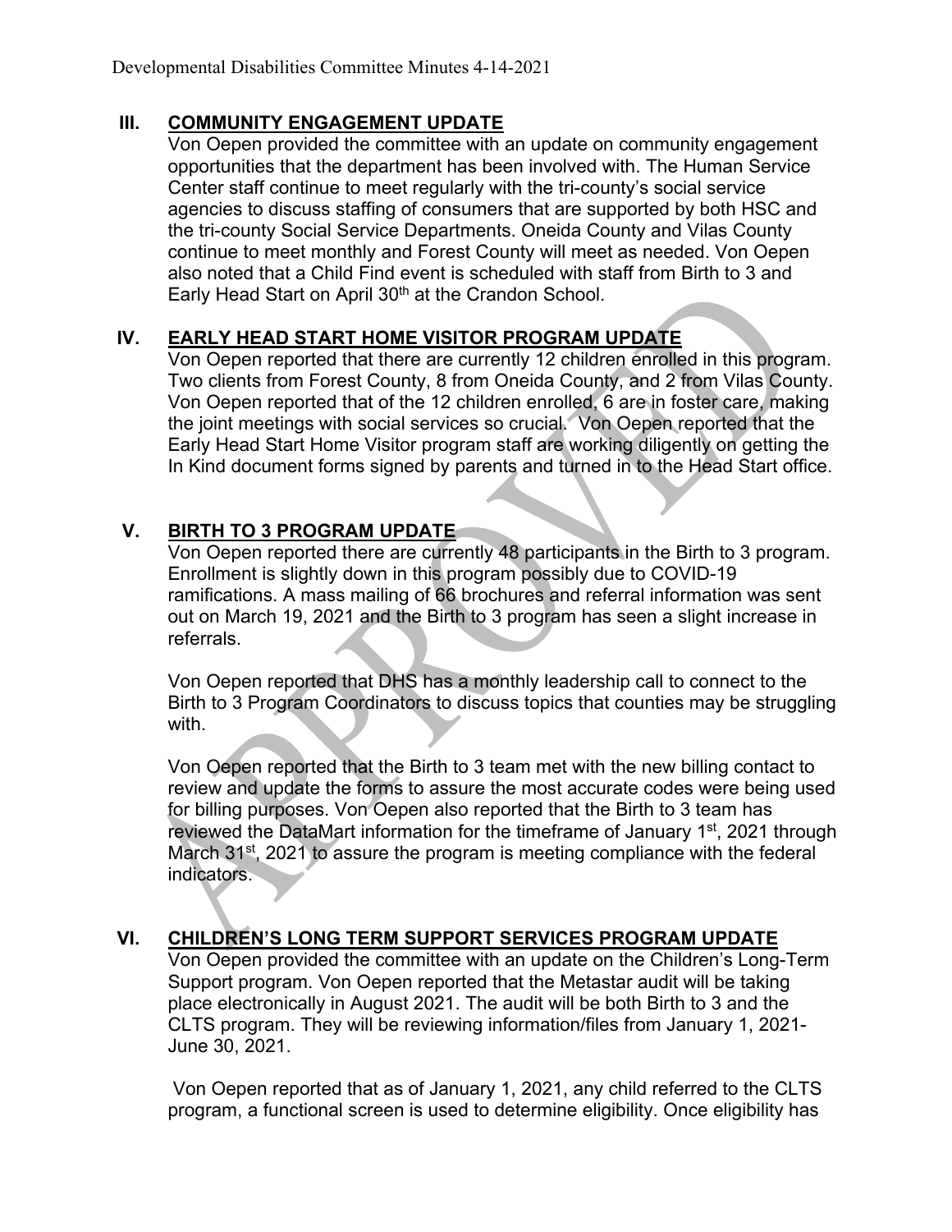## III. COMMUNITY ENGAGEMENT UPDATE

Von Oepen provided the committee with an update on community engagement opportunities that the department has been involved with. The Human Service Center staff continue to meet regularly with the tri-county's social service agencies to discuss staffing of consumers that are supported by both HSC and the tri-county Social Service Departments. Oneida County and Vilas County continue to meet monthly and Forest County will meet as needed. Von Oepen also noted that a Child Find event is scheduled with staff from Birth to 3 and Early Head Start on April 30th at the Crandon School.

## IV. EARLY HEAD START HOME VISITOR PROGRAM UPDATE

Von Oepen reported that there are currently 12 children enrolled in this program. Two clients from Forest County, 8 from Oneida County, and 2 from Vilas County. Von Oepen reported that of the 12 children enrolled, 6 are in foster care, making the joint meetings with social services so crucial. Von Oepen reported that the Early Head Start Home Visitor program staff are working diligently on getting the In Kind document forms signed by parents and turned in to the Head Start office.

## V. BIRTH TO 3 PROGRAM UPDATE

Von Oepen reported there are currently 48 participants in the Birth to 3 program. Enrollment is slightly down in this program possibly due to COVID-19 ramifications. A mass mailing of 66 brochures and referral information was sent out on March 19, 2021 and the Birth to 3 program has seen a slight increase in referrals.

Von Oepen reported that DHS has a monthly leadership call to connect to the Birth to 3 Program Coordinators to discuss topics that counties may be struggling with.

Von Oepen reported that the Birth to 3 team met with the new billing contact to review and update the forms to assure the most accurate codes were being used for billing purposes. Von Oepen also reported that the Birth to 3 team has reviewed the DataMart information for the timeframe of January 1st, 2021 through March 31st, 2021 to assure the program is meeting compliance with the federal indicators.

## VI. CHILDREN'S LONG TERM SUPPORT SERVICES PROGRAM UPDATE

Von Oepen provided the committee with an update on the Children's Long-Term Support program. Von Oepen reported that the Metastar audit will be taking place electronically in August 2021. The audit will be both Birth to 3 and the CLTS program. They will be reviewing information/files from January 1, 2021-June 30, 2021.

Von Oepen reported that as of January 1, 2021, any child referred to the CLTS program, a functional screen is used to determine eligibility. Once eligibility has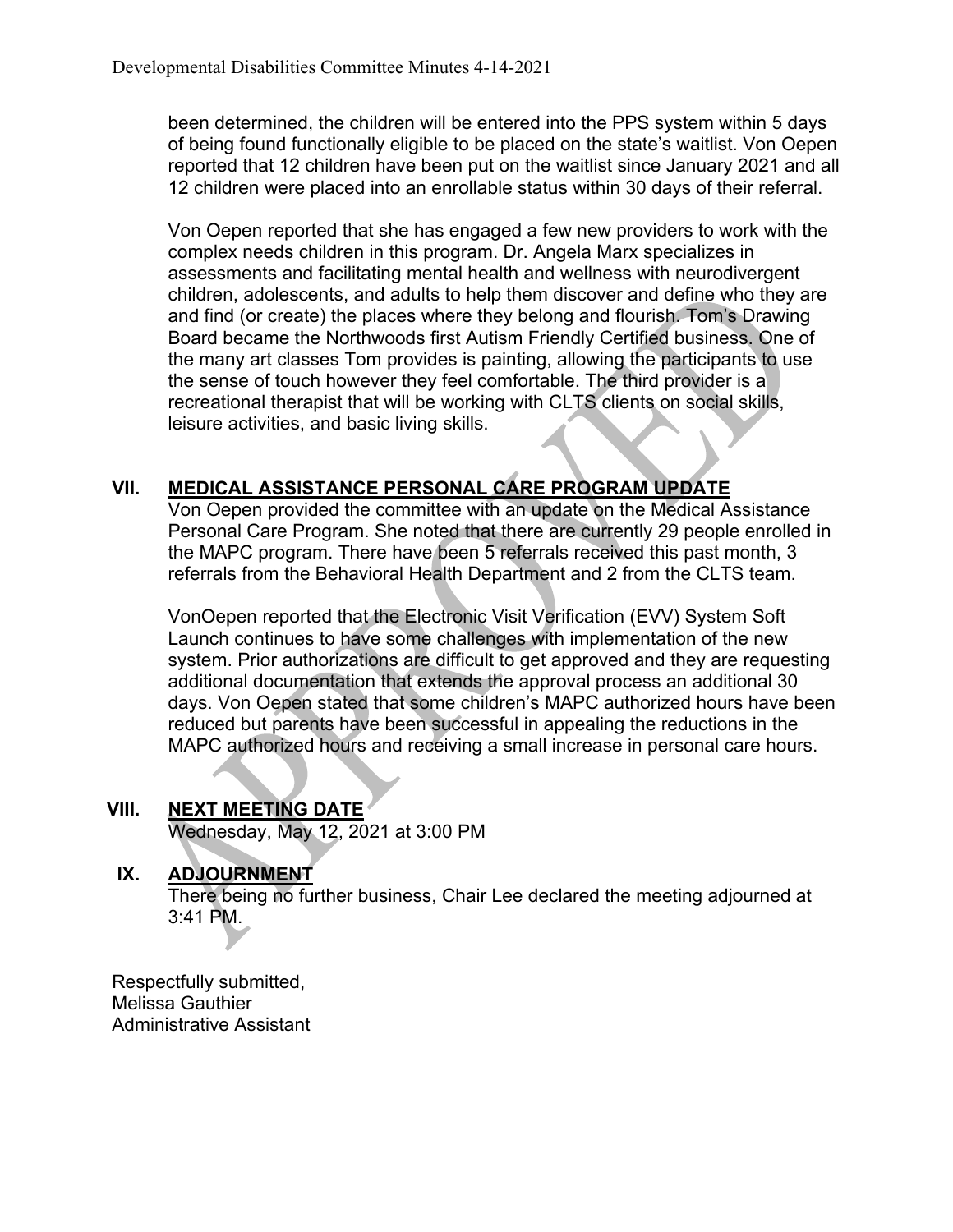been determined, the children will be entered into the PPS system within 5 days of being found functionally eligible to be placed on the state's waitlist. Von Oepen reported that 12 children have been put on the waitlist since January 2021 and all 12 children were placed into an enrollable status within 30 days of their referral.

Von Oepen reported that she has engaged a few new providers to work with the complex needs children in this program. Dr. Angela Marx specializes in assessments and facilitating mental health and wellness with neurodivergent children, adolescents, and adults to help them discover and define who they are and find (or create) the places where they belong and flourish. Tom's Drawing Board became the Northwoods first Autism Friendly Certified business. One of the many art classes Tom provides is painting, allowing the participants to use the sense of touch however they feel comfortable. The third provider is a recreational therapist that will be working with CLTS clients on social skills, leisure activities, and basic living skills.

## VII. MEDICAL ASSISTANCE PERSONAL CARE PROGRAM UPDATE

Von Oepen provided the committee with an update on the Medical Assistance Personal Care Program. She noted that there are currently 29 people enrolled in the MAPC program. There have been 5 referrals received this past month, 3 referrals from the Behavioral Health Department and 2 from the CLTS team.

VonOepen reported that the Electronic Visit Verification (EVV) System Soft Launch continues to have some challenges with implementation of the new system. Prior authorizations are difficult to get approved and they are requesting additional documentation that extends the approval process an additional 30 days. Von Oepen stated that some children's MAPC authorized hours have been reduced but parents have been successful in appealing the reductions in the MAPC authorized hours and receiving a small increase in personal care hours.

## VIII. NEXT MEETING DATE

Wednesday, May 12, 2021 at 3:00 PM

## IX. ADJOURNMENT

There being no further business, Chair Lee declared the meeting adjourned at 3:41 PM.

Respectfully submitted,
Melissa Gauthier
Administrative Assistant